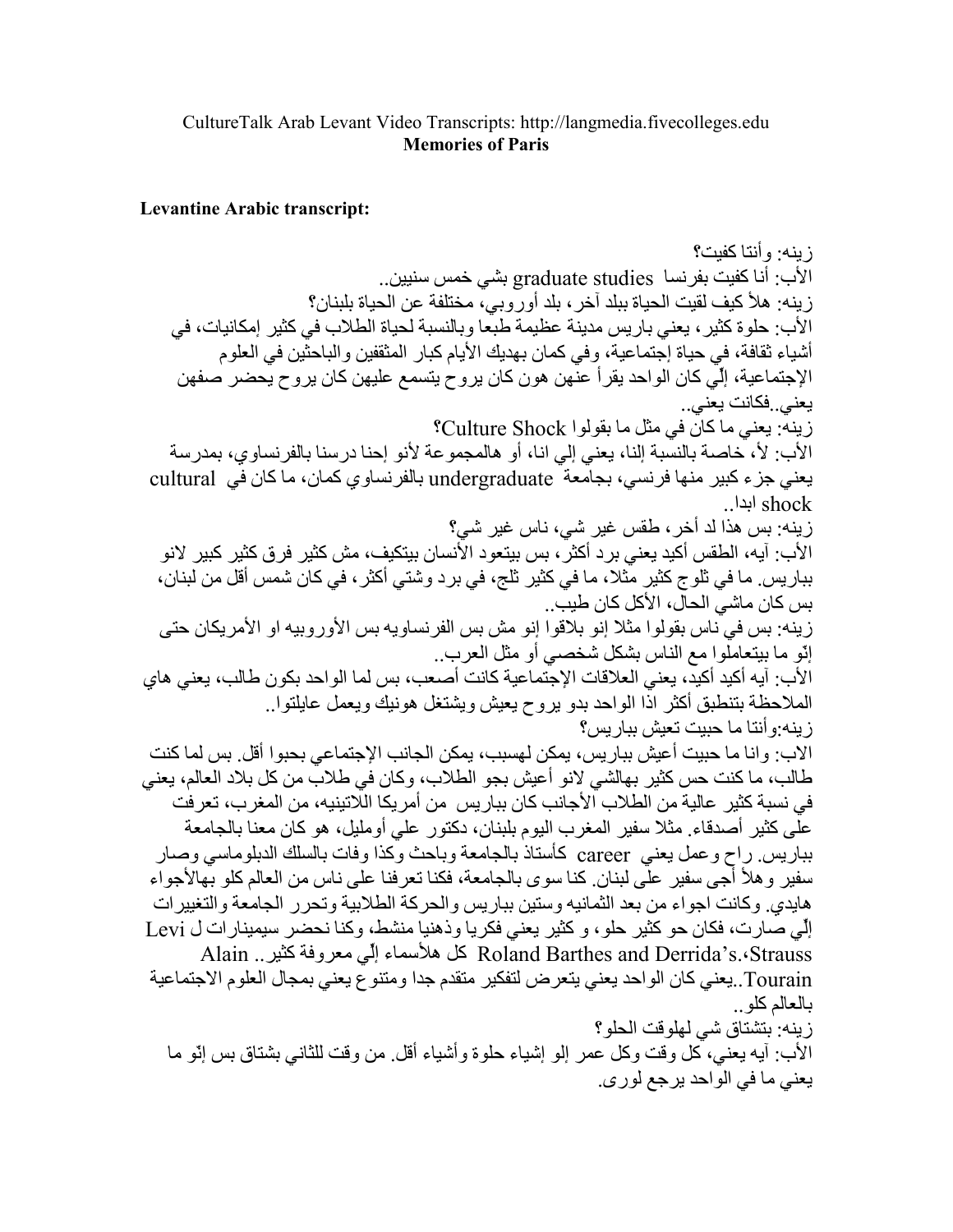CultureTalk Arab Levant Video Transcripts: http://langmedia.fivecolleges.edu
**Memories of Paris**

**Levantine Arabic transcript:**

زينه: وأنتا كفيت؟

الأب: أنا كفيت بفرنسا graduate studies بشي خمس سنيين..

زينه: هلأ كيف لقيت الحياة ببلد آخر، بلد أوروبي، مختلفة عن الحياة بلبنان؟

الأب: حلوة كثير، يعني باريس مدينة عظيمة طبعا وبالنسبة لحياة الطلاب في كثير إمكانيات، في أشياء ثقافة، في حياة إجتماعية، وفي كمان بهديك الأيام كبار المثقفين والباحثين في العلوم الإجتماعية، إلّي كان الواحد يقرأ عنهن هون كان يروح يتسمع عليهن كان يروح يحضر صفهن يعني..فكانت يعني..

زينه: يعني ما كان في مثل ما بقولوا Culture Shock؟

الأب: لأ، خاصة بالنسبة إلنا، يعني إلي انا، أو هالمجموعة لأنو إحنا درسنا بالفرنساوي، بمدرسة يعني جزء كبير منها فرنسي، بجامعة undergraduate بالفرنساوي كمان، ما كان في cultural shock ابدا..

زينه: بس هذا لد أخر، طقس غير شي، ناس غير شي؟

الأب: آيه، الطقس أكيد يعني برد أكثر، بس بيتعود الأنسان بيتكيف، مش كثير فرق كثير كبير لانو بباريس. ما في ثلوج كثير مثلا، ما في كثير ثلج، في برد وشتي أكثر، في كان شمس أقل من لبنان، بس كان ماشي الحال، الأكل كان طيب..

زينه: بس في ناس بقولوا مثلا إنو بلاقوا إنو مش بس الفرنساويه بس الأوروبيه او الأمريكان حتى إنّو ما بيتعاملوا مع الناس بشكل شخصي أو مثل العرب..

الأب: آيه أكيد أكيد، يعني العلاقات الإجتماعية كانت أصعب، بس لما الواحد بكون طالب، يعني هاي الملاحظة بتنطبق أكثر اذا الواحد بدو يروح يعيش ويشتغل هونيك ويعمل عايلتوا..

زينه:وأنتا ما حبيت تعيش بباريس؟

الاب: وانا ما حبيت أعيش بباريس، يمكن لهسبب، يمكن الجانب الإجتماعي بحبوا أقل. بس لما كنت طالب، ما كنت حس كثير بهالشي لانو أعيش بجو الطلاب، وكان في طلاب من كل بلاد العالم، يعني في نسبة كثير عالية من الطلاب الأجانب كان بباريس من أمريكا اللاتينيه، من المغرب، تعرفت على كثير أصدقاء. مثلا سفير المغرب اليوم بلبنان، دكتور علي أومليل، هو كان معنا بالجامعة بباريس. راح وعمل يعني career كأستاذ بالجامعة وباحث وكذا وفات بالسلك الدبلوماسي وصار سفير وهلأ أجى سفير على لبنان. كنا سوى بالجامعة، فكنا تعرفنا على ناس من العالم كلو بهالأجواء هايدي. وكانت اجواء من بعد الثمانيه وستين بباريس والحركة الطلابية وتحرر الجامعة والتغييرات إلّي صارت، فكان حو كثير حلو، و كثير يعني فكريا وذهنيا منشط، وكنا نحضر سيمينارات ل Levi Strauss، Roland Barthes and Derrida's كل هلأسماء إلّي معروفة كثير.. Alain Tourain..يعني كان الواحد يعني يتعرض لتفكير متقدم جدا ومتنوع يعني بمجال العلوم الاجتماعية بالعالم كلو..

زينه: بتشتاق شي لهلوقت الحلو؟

الأب: آيه يعني، كل وقت وكل عمر إلو إشيا حلوة وأشياء أقل. من وقت للثاني بشتاق بس إنّو ما يعني ما في الواحد يرجع لورى.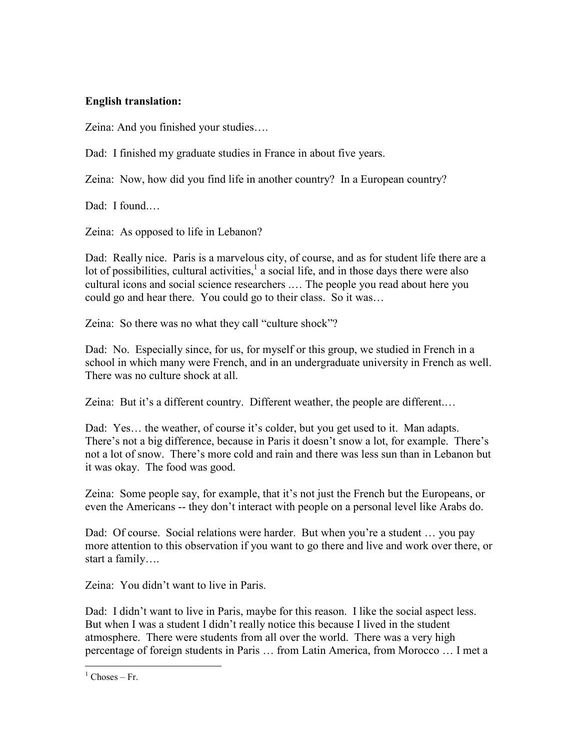**English translation:**

Zeina: And you finished your studies….

Dad: I finished my graduate studies in France in about five years.

Zeina: Now, how did you find life in another country? In a European country?

Dad: I found.…

Zeina: As opposed to life in Lebanon?

Dad: Really nice. Paris is a marvelous city, of course, and as for student life there are a lot of possibilities, cultural activities,[1] a social life, and in those days there were also cultural icons and social science researchers .… The people you read about here you could go and hear there. You could go to their class. So it was…

Zeina: So there was no what they call "culture shock"?

Dad: No. Especially since, for us, for myself or this group, we studied in French in a school in which many were French, and in an undergraduate university in French as well. There was no culture shock at all.

Zeina: But it's a different country. Different weather, the people are different.…

Dad: Yes… the weather, of course it's colder, but you get used to it. Man adapts. There's not a big difference, because in Paris it doesn't snow a lot, for example. There's not a lot of snow. There's more cold and rain and there was less sun than in Lebanon but it was okay. The food was good.

Zeina: Some people say, for example, that it's not just the French but the Europeans, or even the Americans -- they don't interact with people on a personal level like Arabs do.

Dad: Of course. Social relations were harder. But when you're a student … you pay more attention to this observation if you want to go there and live and work over there, or start a family….

Zeina: You didn't want to live in Paris.

Dad: I didn't want to live in Paris, maybe for this reason. I like the social aspect less. But when I was a student I didn't really notice this because I lived in the student atmosphere. There were students from all over the world. There was a very high percentage of foreign students in Paris … from Latin America, from Morocco … I met a

[1] Choses – Fr.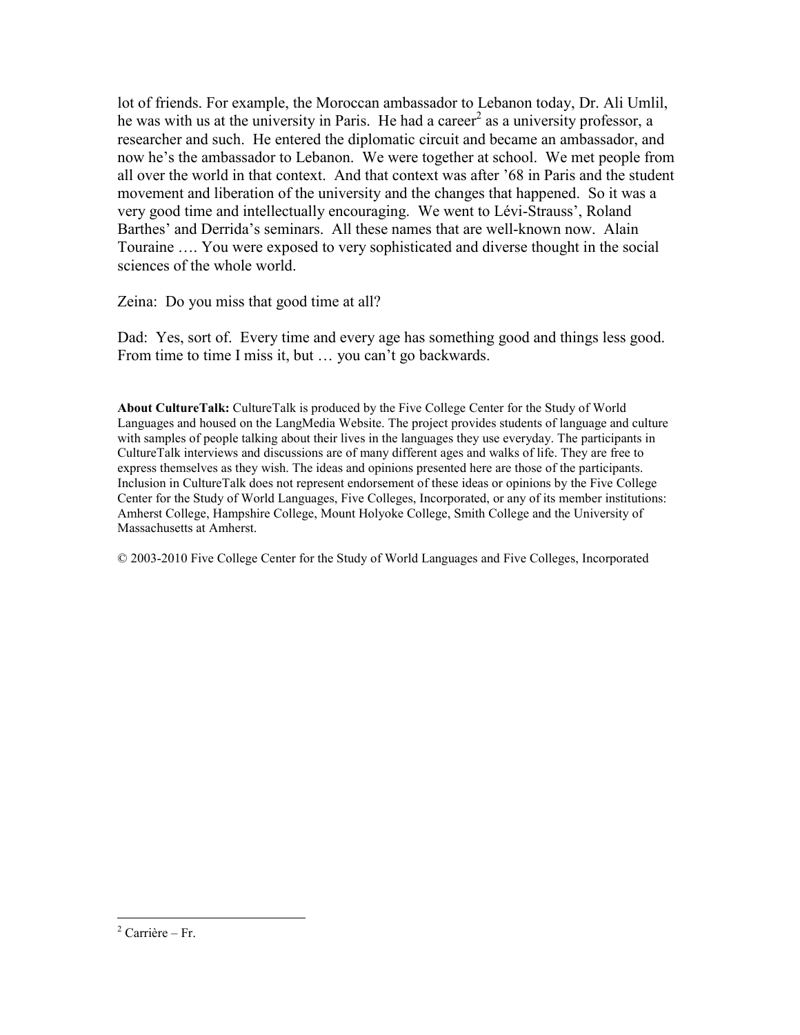lot of friends. For example, the Moroccan ambassador to Lebanon today, Dr. Ali Umlil, he was with us at the university in Paris. He had a career[2] as a university professor, a researcher and such. He entered the diplomatic circuit and became an ambassador, and now he's the ambassador to Lebanon. We were together at school. We met people from all over the world in that context. And that context was after '68 in Paris and the student movement and liberation of the university and the changes that happened. So it was a very good time and intellectually encouraging. We went to Lévi-Strauss', Roland Barthes' and Derrida's seminars. All these names that are well-known now. Alain Touraine …. You were exposed to very sophisticated and diverse thought in the social sciences of the whole world.

Zeina: Do you miss that good time at all?

Dad: Yes, sort of. Every time and every age has something good and things less good. From time to time I miss it, but … you can't go backwards.

**About CultureTalk:** CultureTalk is produced by the Five College Center for the Study of World Languages and housed on the LangMedia Website. The project provides students of language and culture with samples of people talking about their lives in the languages they use everyday. The participants in CultureTalk interviews and discussions are of many different ages and walks of life. They are free to express themselves as they wish. The ideas and opinions presented here are those of the participants. Inclusion in CultureTalk does not represent endorsement of these ideas or opinions by the Five College Center for the Study of World Languages, Five Colleges, Incorporated, or any of its member institutions: Amherst College, Hampshire College, Mount Holyoke College, Smith College and the University of Massachusetts at Amherst.

© 2003-2010 Five College Center for the Study of World Languages and Five Colleges, Incorporated

[2] Carrière – Fr.